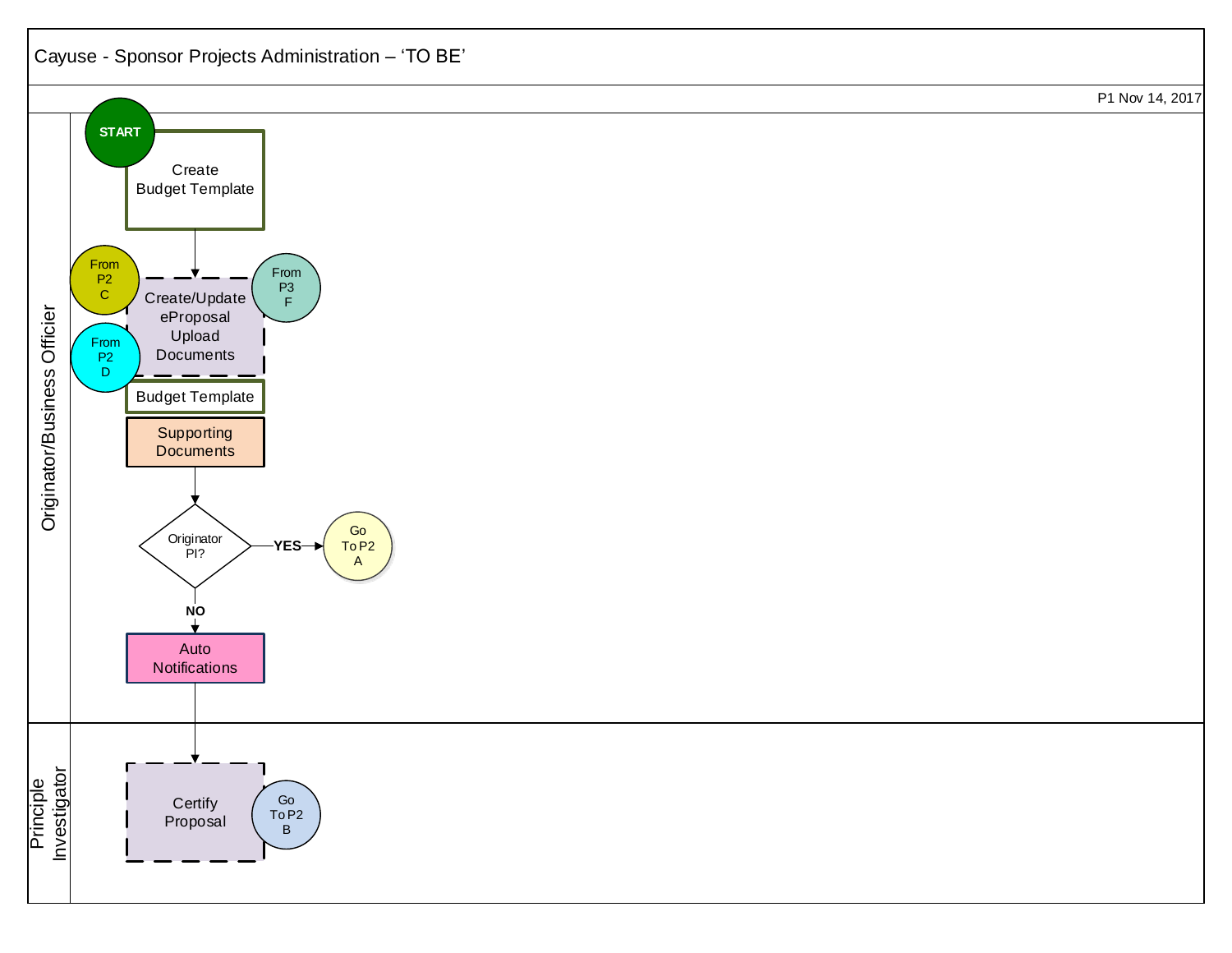# Cayuse - Sponsor Projects Administration – 'TO BE'

P1 Nov 14, 2017

**Originator/Business Officier**

START

Create Budget Template

From P2 C

From P2 D

From P3 F

Create/Update eProposal Upload Documents

Budget Template

Supporting Documents

Originator PI?

**YES** → Go To P2 A

**NO**

Auto Notifications

**Principle Investigator**

Certify Proposal

Go To P2 B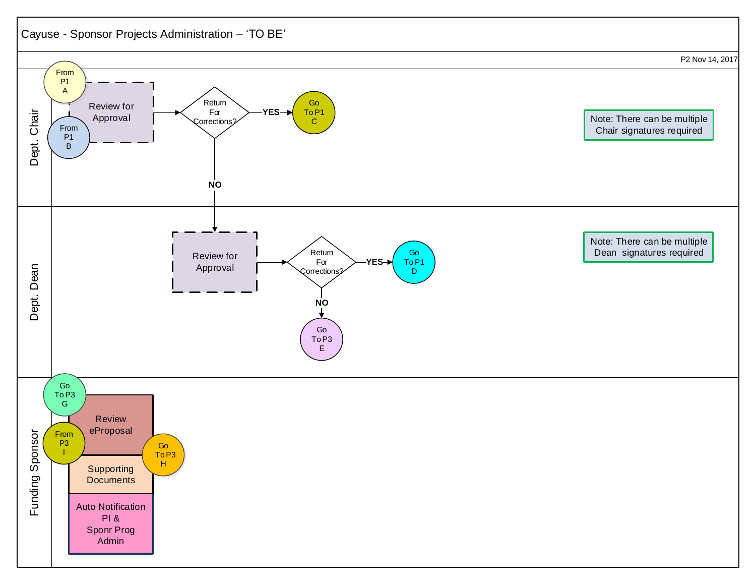# Cayuse - Sponsor Projects Administration – 'TO BE'

P2 Nov 14, 2017

## Dept. Chair

- From P1 A
- From P1 B
- Review for Approval
- Return For Corrections?
  - YES → Go To P1 C
  - NO → Dept. Dean: Review for Approval

Note: There can be multiple Chair signatures required

## Dept. Dean

- Review for Approval
- Return For Corrections?
  - YES → Go To P1 D
  - NO → Go To P3 E

Note: There can be multiple Dean signatures required

## Funding Sponsor

- Go To P3 G
- From P3 I
- Go To P3 H
- Review eProposal
- Supporting Documents
- Auto Notification PI & Sponr Prog Admin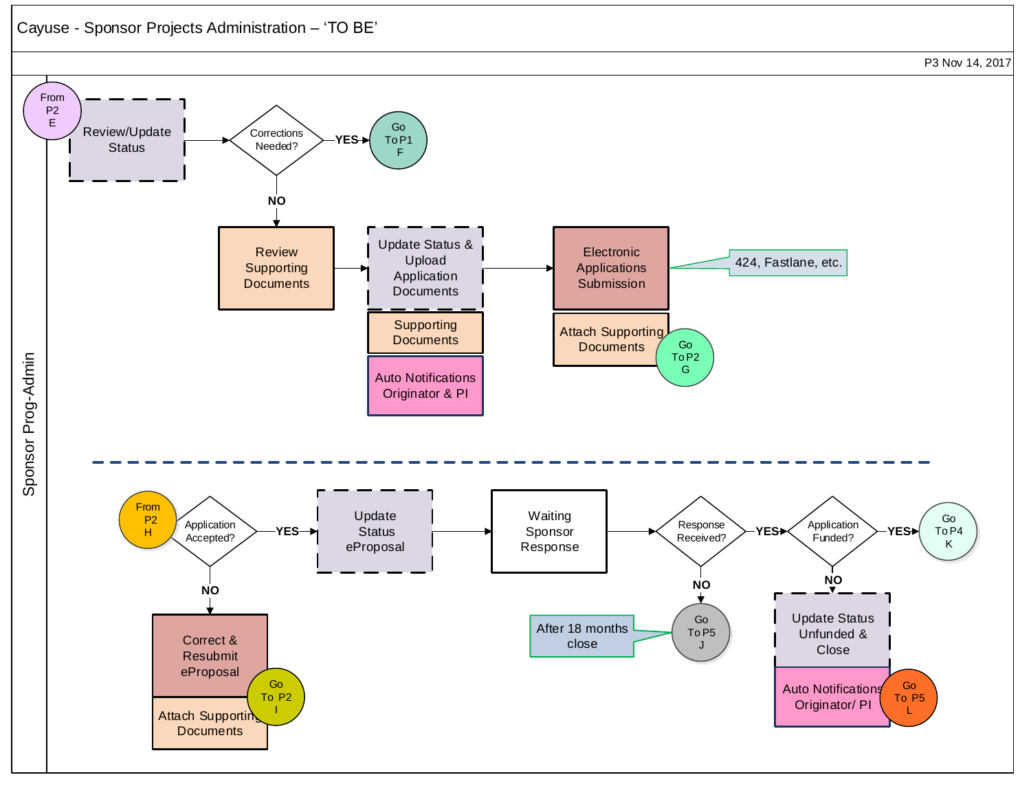# Cayuse - Sponsor Projects Administration – 'TO BE'

P3 Nov 14, 2017

**Sponsor Prog-Admin**

From P2 E

Review/Update Status

Corrections Needed?

YES

Go To P1 F

NO

Review Supporting Documents

Update Status & Upload Application Documents

Supporting Documents

Auto Notifications Originator & PI

Electronic Applications Submission

424, Fastlane, etc.

Attach Supporting Documents

Go To P2 G

---

From P2 H

Application Accepted?

YES

Update Status eProposal

Waiting Sponsor Response

Response Received?

YES

Application Funded?

YES

Go To P4 K

NO

Correct & Resubmit eProposal

Attach Supporting Documents

Go To P2 I

NO

After 18 months close

Go To P5 J

NO

Update Status Unfunded & Close

Auto Notifications Originator/ PI

Go To P5 L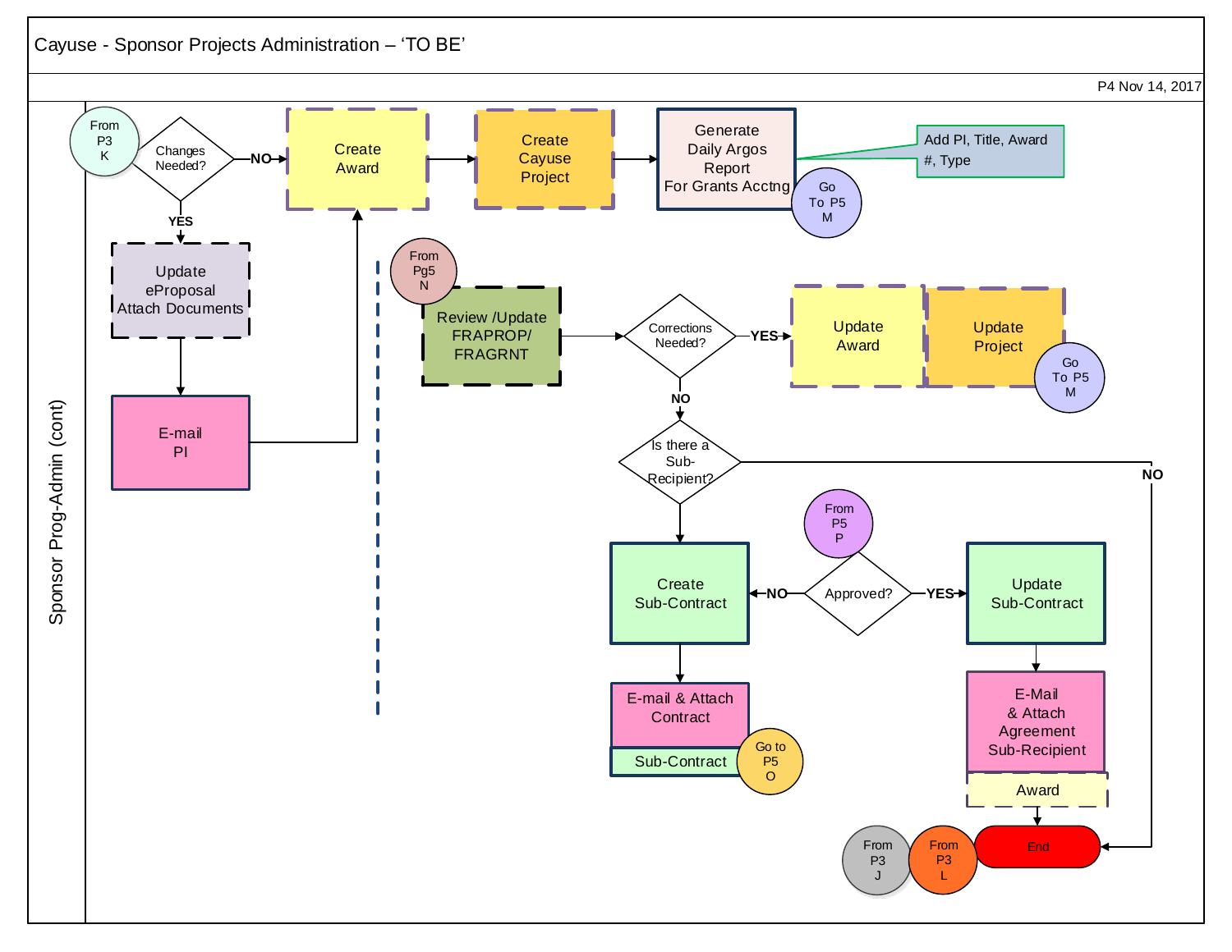# Cayuse - Sponsor Projects Administration – 'TO BE'

P4 Nov 14, 2017

**Sponsor Prog-Admin (cont)**

- From P3 K → Changes Needed?
  - NO → Create Award
  - YES → Update eProposal Attach Documents → E-mail PI → Create Award
- Create Award → Create Cayuse Project → Generate Daily Argos Report For Grants Acctng → Go To P5 M
  - Note: Add PI, Title, Award #, Type

- From Pg5 N → Review /Update FRAPROP/ FRAGRNT → Corrections Needed?
  - YES → Update Award → Update Project → Go To P5 M
  - NO → Is there a Sub-Recipient?
    - NO → End
    - (YES) → Create Sub-Contract → E-mail & Attach Contract / Sub-Contract → Go to P5 O

- From P5 P → Approved?
  - NO → Create Sub-Contract
  - YES → Update Sub-Contract → E-Mail & Attach Agreement Sub-Recipient / Award → End

- From P3 J → End
- From P3 L → End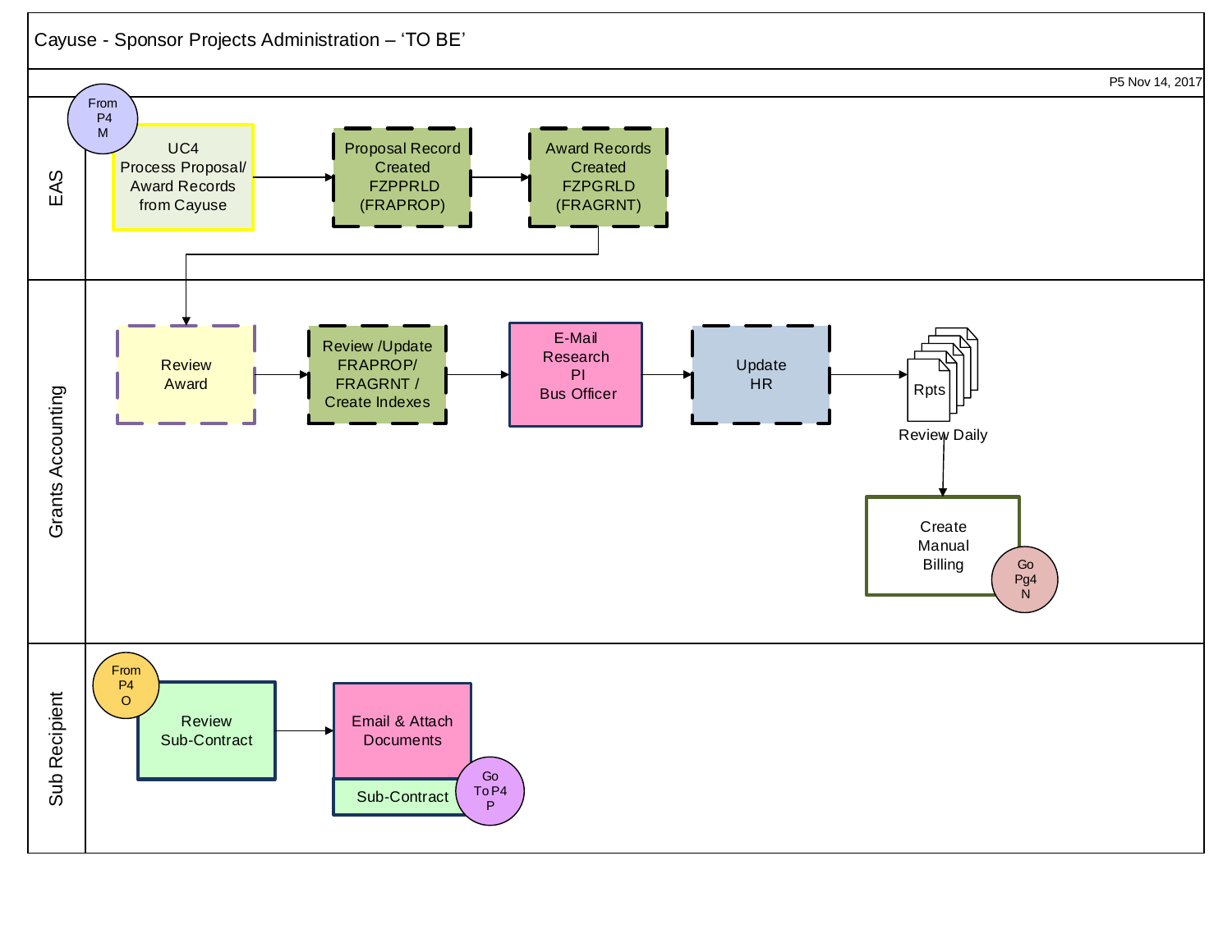# Cayuse - Sponsor Projects Administration – 'TO BE'

P5 Nov 14, 2017

## EAS

- From P4 M
- UC4 Process Proposal/ Award Records from Cayuse → Proposal Record Created FZPPRLD (FRAPROP) → Award Records Created FZPGRLD (FRAGRNT)

## Grants Accounting

- Review Award → Review /Update FRAPROP/ FRAGRNT / Create Indexes → E-Mail Research PI Bus Officer → Update HR → Rpts (Review Daily) → Create Manual Billing
- Go Pg4 N

## Sub Recipient

- From P4 O
- Review Sub-Contract → Email & Attach Documents (Sub-Contract)
- Go To P4 P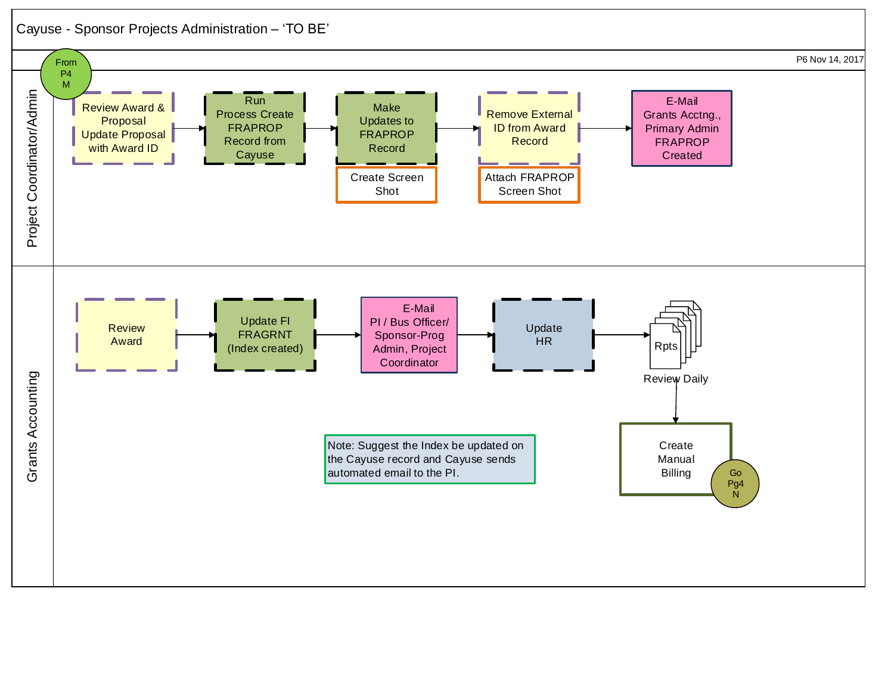# Cayuse - Sponsor Projects Administration – 'TO BE'

P6 Nov 14, 2017

## Project Coordinator/Admin

From P4 M

- Review Award & Proposal Update Proposal with Award ID
- Run Process Create FRAPROP Record from Cayuse
- Make Updates to FRAPROP Record
  - Create Screen Shot
- Remove External ID from Award Record
  - Attach FRAPROP Screen Shot
- E-Mail Grants Acctng., Primary Admin FRAPROP Created

## Grants Accounting

- Review Award
- Update FI FRAGRNT (Index created)
- E-Mail PI / Bus Officer/ Sponsor-Prog Admin, Project Coordinator
- Update HR
- Rpts — Review Daily
- Create Manual Billing

Go Pg4 N

Note: Suggest the Index be updated on the Cayuse record and Cayuse sends automated email to the PI.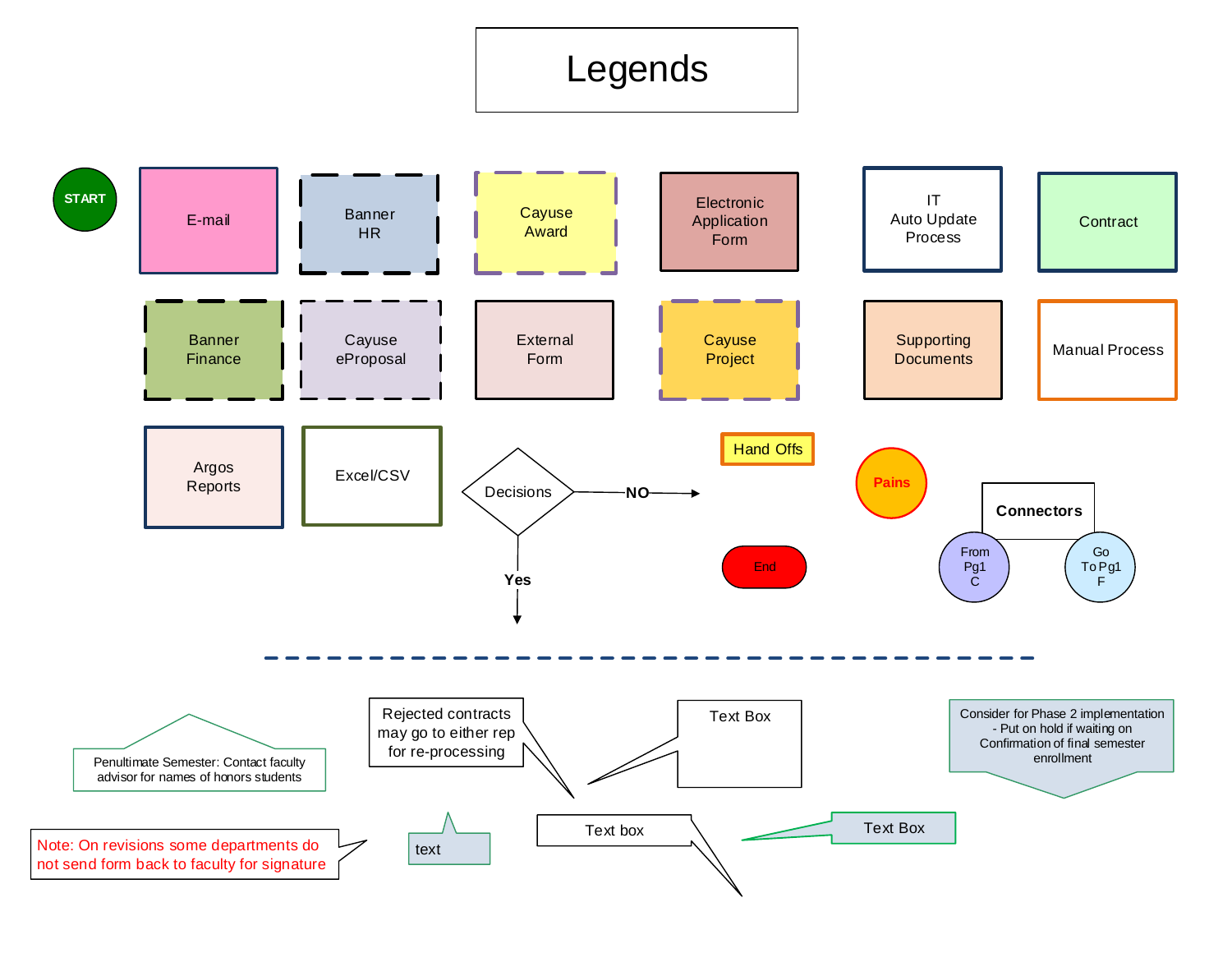# Legends

START

E-mail

Banner HR

Cayuse Award

Electronic Application Form

IT Auto Update Process

Contract

Banner Finance

Cayuse eProposal

External Form

Cayuse Project

Supporting Documents

Manual Process

Argos Reports

Excel/CSV

Decisions

NO

Yes

Hand Offs

Pains

End

Connectors

From Pg1 C

Go To Pg1 F

Penultimate Semester: Contact faculty advisor for names of honors students

Rejected contracts may go to either rep for re-processing

Text Box

Consider for Phase 2 implementation - Put on hold if waiting on Confirmation of final semester enrollment

Note: On revisions some departments do not send form back to faculty for signature

text

Text box

Text Box